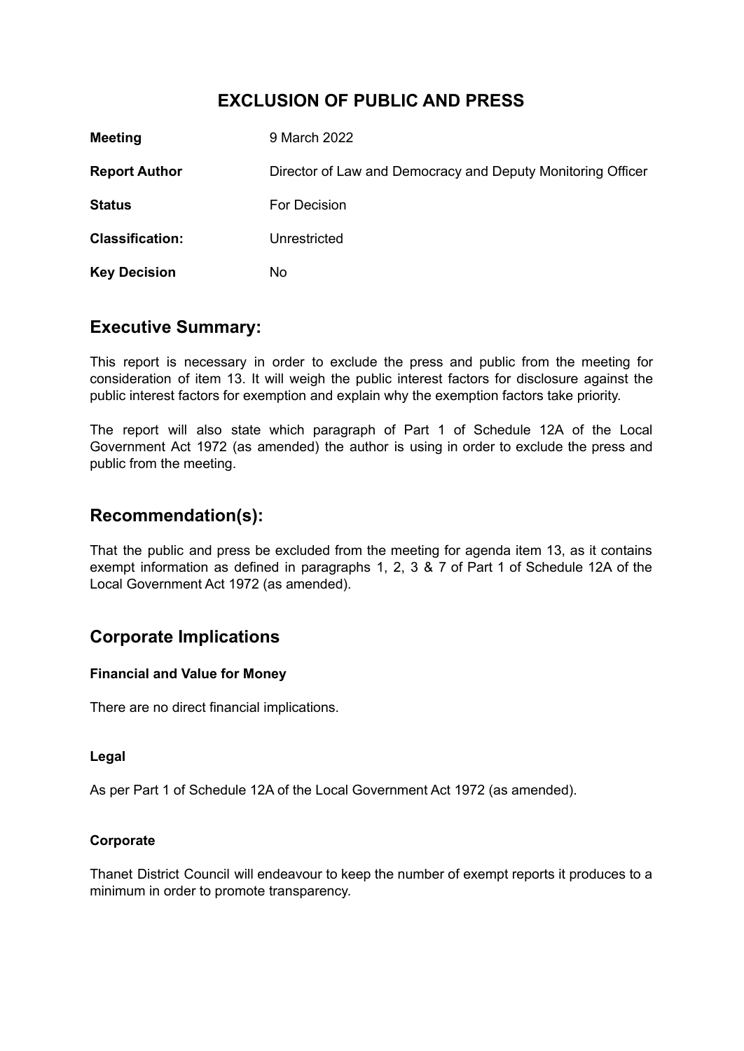# EXCLUSION OF PUBLIC AND PRESS

| | |
|---|---|
| **Meeting** | 9 March 2022 |
| **Report Author** | Director of Law and Democracy and Deputy Monitoring Officer |
| **Status** | For Decision |
| **Classification:** | Unrestricted |
| **Key Decision** | No |

## Executive Summary:

This report is necessary in order to exclude the press and public from the meeting for consideration of item 13. It will weigh the public interest factors for disclosure against the public interest factors for exemption and explain why the exemption factors take priority.

The report will also state which paragraph of Part 1 of Schedule 12A of the Local Government Act 1972 (as amended) the author is using in order to exclude the press and public from the meeting.

## Recommendation(s):

That the public and press be excluded from the meeting for agenda item 13, as it contains exempt information as defined in paragraphs 1, 2, 3 & 7 of Part 1 of Schedule 12A of the Local Government Act 1972 (as amended).

## Corporate Implications

### Financial and Value for Money

There are no direct financial implications.

### Legal

As per Part 1 of Schedule 12A of the Local Government Act 1972 (as amended).

### Corporate

Thanet District Council will endeavour to keep the number of exempt reports it produces to a minimum in order to promote transparency.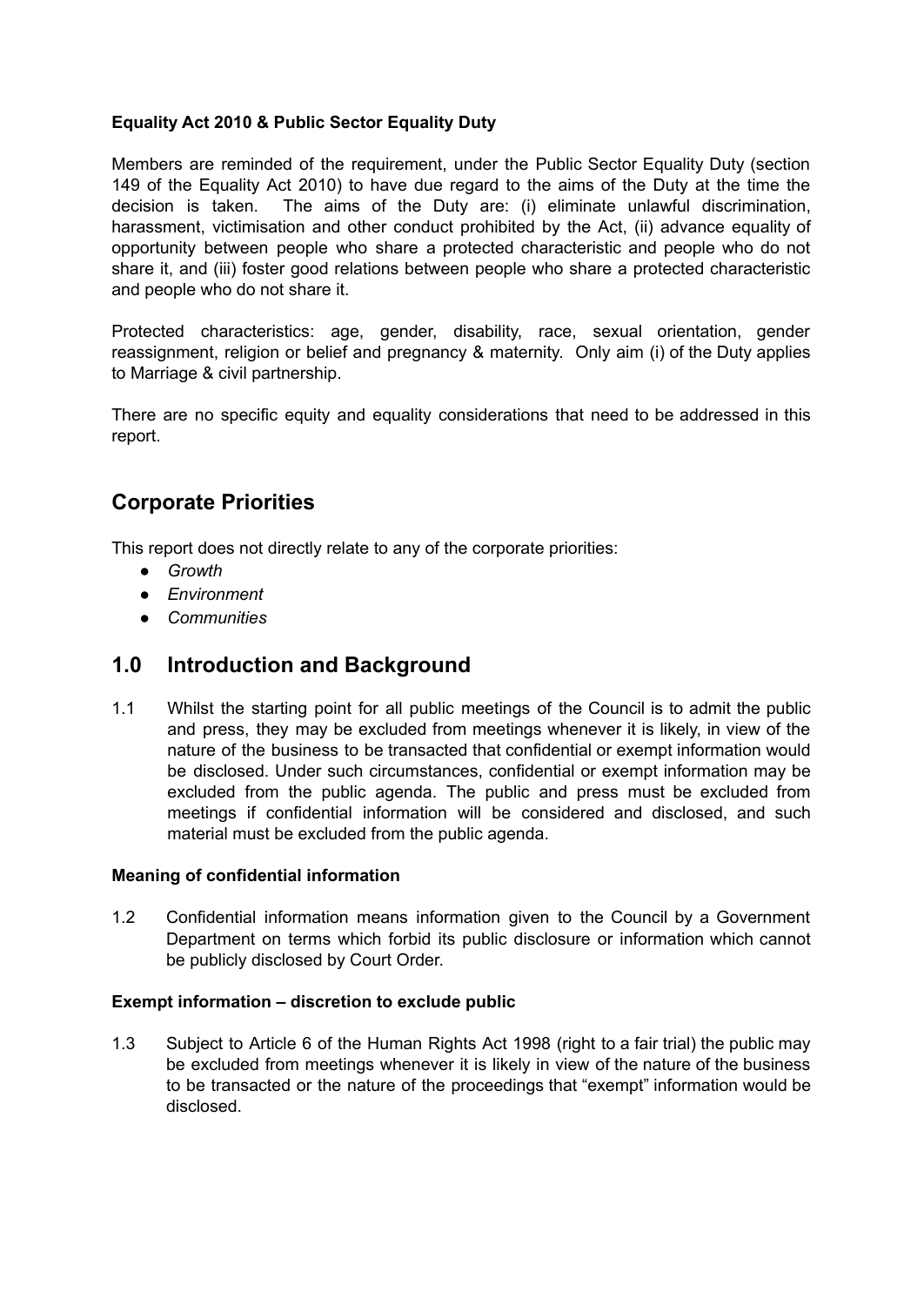**Equality Act 2010 & Public Sector Equality Duty**

Members are reminded of the requirement, under the Public Sector Equality Duty (section 149 of the Equality Act 2010) to have due regard to the aims of the Duty at the time the decision is taken. The aims of the Duty are: (i) eliminate unlawful discrimination, harassment, victimisation and other conduct prohibited by the Act, (ii) advance equality of opportunity between people who share a protected characteristic and people who do not share it, and (iii) foster good relations between people who share a protected characteristic and people who do not share it.

Protected characteristics: age, gender, disability, race, sexual orientation, gender reassignment, religion or belief and pregnancy & maternity. Only aim (i) of the Duty applies to Marriage & civil partnership.

There are no specific equity and equality considerations that need to be addressed in this report.

## Corporate Priorities

This report does not directly relate to any of the corporate priorities:

- *Growth*
- *Environment*
- *Communities*

## 1.0 Introduction and Background

1.1 Whilst the starting point for all public meetings of the Council is to admit the public and press, they may be excluded from meetings whenever it is likely, in view of the nature of the business to be transacted that confidential or exempt information would be disclosed. Under such circumstances, confidential or exempt information may be excluded from the public agenda. The public and press must be excluded from meetings if confidential information will be considered and disclosed, and such material must be excluded from the public agenda.

**Meaning of confidential information**

1.2 Confidential information means information given to the Council by a Government Department on terms which forbid its public disclosure or information which cannot be publicly disclosed by Court Order.

**Exempt information – discretion to exclude public**

1.3 Subject to Article 6 of the Human Rights Act 1998 (right to a fair trial) the public may be excluded from meetings whenever it is likely in view of the nature of the business to be transacted or the nature of the proceedings that "exempt" information would be disclosed.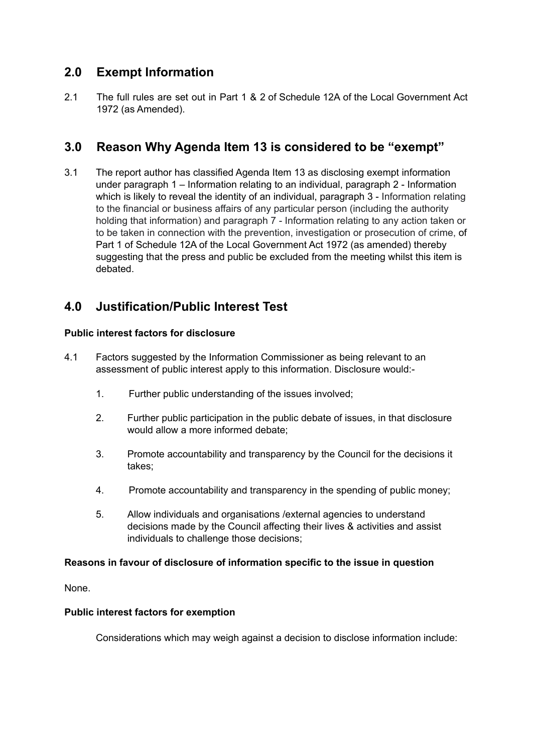## 2.0 Exempt Information

2.1 The full rules are set out in Part 1 & 2 of Schedule 12A of the Local Government Act 1972 (as Amended).

## 3.0 Reason Why Agenda Item 13 is considered to be "exempt"

3.1 The report author has classified Agenda Item 13 as disclosing exempt information under paragraph 1 – Information relating to an individual, paragraph 2 - Information which is likely to reveal the identity of an individual, paragraph 3 - Information relating to the financial or business affairs of any particular person (including the authority holding that information) and paragraph 7 - Information relating to any action taken or to be taken in connection with the prevention, investigation or prosecution of crime, of Part 1 of Schedule 12A of the Local Government Act 1972 (as amended) thereby suggesting that the press and public be excluded from the meeting whilst this item is debated.

## 4.0 Justification/Public Interest Test

**Public interest factors for disclosure**

4.1 Factors suggested by the Information Commissioner as being relevant to an assessment of public interest apply to this information. Disclosure would:-

1. Further public understanding of the issues involved;
2. Further public participation in the public debate of issues, in that disclosure would allow a more informed debate;
3. Promote accountability and transparency by the Council for the decisions it takes;
4. Promote accountability and transparency in the spending of public money;
5. Allow individuals and organisations /external agencies to understand decisions made by the Council affecting their lives & activities and assist individuals to challenge those decisions;

**Reasons in favour of disclosure of information specific to the issue in question**

None.

**Public interest factors for exemption**

Considerations which may weigh against a decision to disclose information include: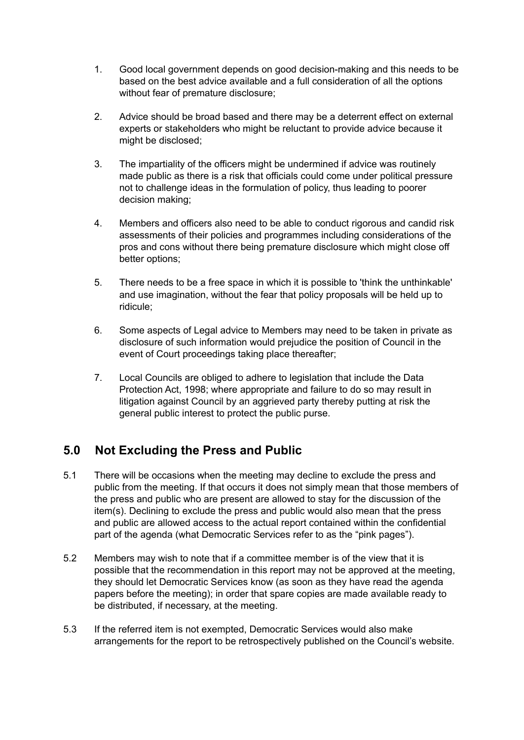1. Good local government depends on good decision-making and this needs to be based on the best advice available and a full consideration of all the options without fear of premature disclosure;

2. Advice should be broad based and there may be a deterrent effect on external experts or stakeholders who might be reluctant to provide advice because it might be disclosed;

3. The impartiality of the officers might be undermined if advice was routinely made public as there is a risk that officials could come under political pressure not to challenge ideas in the formulation of policy, thus leading to poorer decision making;

4. Members and officers also need to be able to conduct rigorous and candid risk assessments of their policies and programmes including considerations of the pros and cons without there being premature disclosure which might close off better options;

5. There needs to be a free space in which it is possible to 'think the unthinkable' and use imagination, without the fear that policy proposals will be held up to ridicule;

6. Some aspects of Legal advice to Members may need to be taken in private as disclosure of such information would prejudice the position of Council in the event of Court proceedings taking place thereafter;

7. Local Councils are obliged to adhere to legislation that include the Data Protection Act, 1998; where appropriate and failure to do so may result in litigation against Council by an aggrieved party thereby putting at risk the general public interest to protect the public purse.

## 5.0 Not Excluding the Press and Public

5.1 There will be occasions when the meeting may decline to exclude the press and public from the meeting. If that occurs it does not simply mean that those members of the press and public who are present are allowed to stay for the discussion of the item(s). Declining to exclude the press and public would also mean that the press and public are allowed access to the actual report contained within the confidential part of the agenda (what Democratic Services refer to as the "pink pages").

5.2 Members may wish to note that if a committee member is of the view that it is possible that the recommendation in this report may not be approved at the meeting, they should let Democratic Services know (as soon as they have read the agenda papers before the meeting); in order that spare copies are made available ready to be distributed, if necessary, at the meeting.

5.3 If the referred item is not exempted, Democratic Services would also make arrangements for the report to be retrospectively published on the Council's website.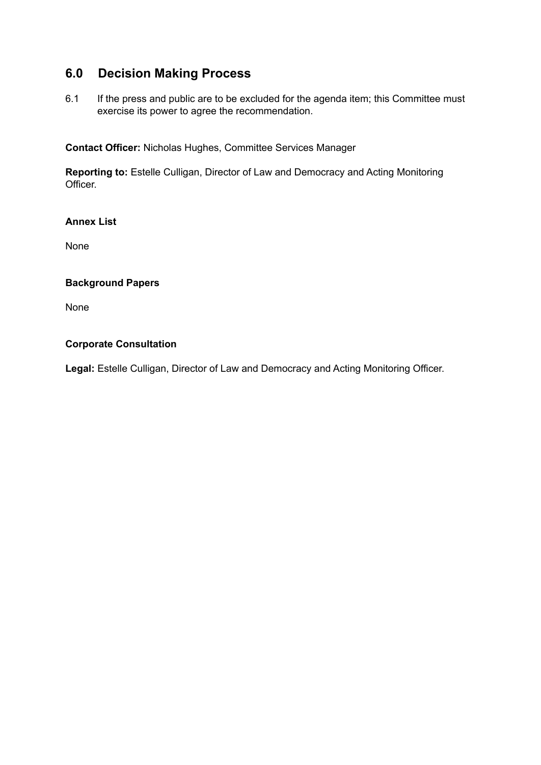## 6.0 Decision Making Process

6.1 If the press and public are to be excluded for the agenda item; this Committee must exercise its power to agree the recommendation.

**Contact Officer:** Nicholas Hughes, Committee Services Manager

**Reporting to:** Estelle Culligan, Director of Law and Democracy and Acting Monitoring Officer.

**Annex List**

None

**Background Papers**

None

**Corporate Consultation**

**Legal:** Estelle Culligan, Director of Law and Democracy and Acting Monitoring Officer.